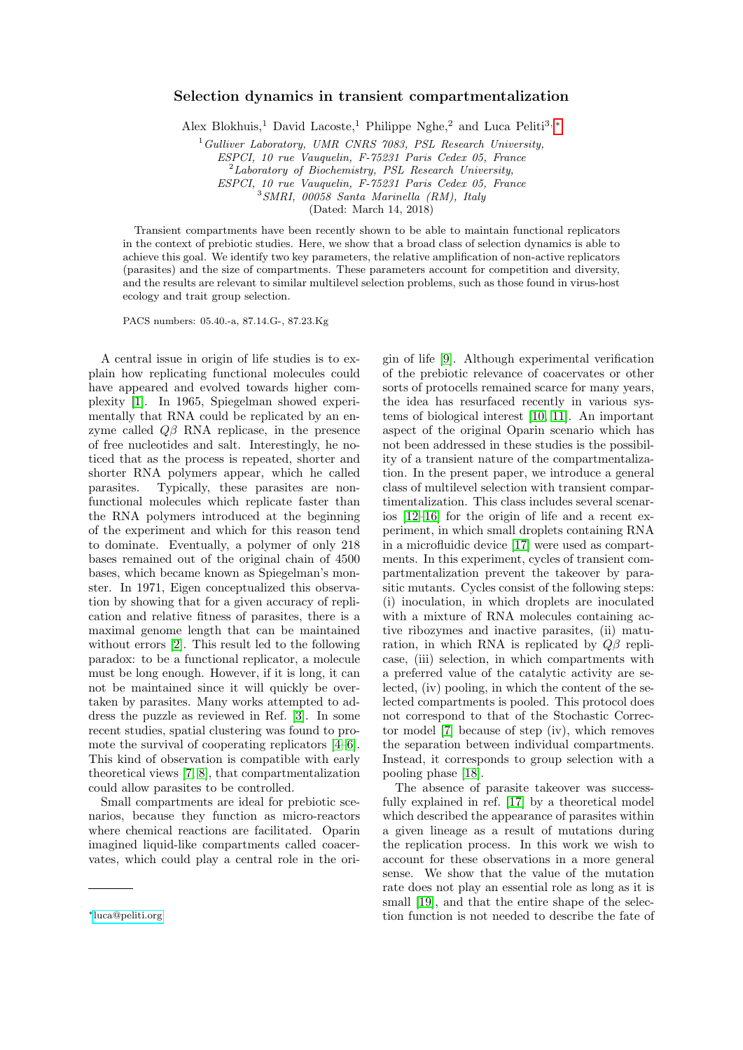# Selection dynamics in transient compartmentalization

Alex Blokhuis,[1] David Lacoste,[1] Philippe Nghe,[2] and Luca Peliti[3,*]

[1] *Gulliver Laboratory, UMR CNRS 7083, PSL Research University, ESPCI, 10 rue Vauquelin, F-75231 Paris Cedex 05, France*
[2] *Laboratory of Biochemistry, PSL Research University, ESPCI, 10 rue Vauquelin, F-75231 Paris Cedex 05, France*
[3] *SMRI, 00058 Santa Marinella (RM), Italy*
(Dated: March 14, 2018)

Transient compartments have been recently shown to be able to maintain functional replicators in the context of prebiotic studies. Here, we show that a broad class of selection dynamics is able to achieve this goal. We identify two key parameters, the relative amplification of non-active replicators (parasites) and the size of compartments. These parameters account for competition and diversity, and the results are relevant to similar multilevel selection problems, such as those found in virus-host ecology and trait group selection.

PACS numbers: 05.40.-a, 87.14.G-, 87.23.Kg

A central issue in origin of life studies is to explain how replicating functional molecules could have appeared and evolved towards higher complexity [1]. In 1965, Spiegelman showed experimentally that RNA could be replicated by an enzyme called $Q\beta$ RNA replicase, in the presence of free nucleotides and salt. Interestingly, he noticed that as the process is repeated, shorter and shorter RNA polymers appear, which he called parasites. Typically, these parasites are nonfunctional molecules which replicate faster than the RNA polymers introduced at the beginning of the experiment and which for this reason tend to dominate. Eventually, a polymer of only 218 bases remained out of the original chain of 4500 bases, which became known as Spiegelman's monster. In 1971, Eigen conceptualized this observation by showing that for a given accuracy of replication and relative fitness of parasites, there is a maximal genome length that can be maintained without errors [2]. This result led to the following paradox: to be a functional replicator, a molecule must be long enough. However, if it is long, it can not be maintained since it will quickly be overtaken by parasites. Many works attempted to address the puzzle as reviewed in Ref. [3]. In some recent studies, spatial clustering was found to promote the survival of cooperating replicators [4–6]. This kind of observation is compatible with early theoretical views [7, 8], that compartmentalization could allow parasites to be controlled.

Small compartments are ideal for prebiotic scenarios, because they function as micro-reactors where chemical reactions are facilitated. Oparin imagined liquid-like compartments called coacervates, which could play a central role in the origin of life [9]. Although experimental verification of the prebiotic relevance of coacervates or other sorts of protocells remained scarce for many years, the idea has resurfaced recently in various systems of biological interest [10, 11]. An important aspect of the original Oparin scenario which has not been addressed in these studies is the possibility of a transient nature of the compartmentalization. In the present paper, we introduce a general class of multilevel selection with transient compartmentalization. This class includes several scenarios [12–16] for the origin of life and a recent experiment, in which small droplets containing RNA in a microfluidic device [17] were used as compartments. In this experiment, cycles of transient compartmentalization prevent the takeover by parasitic mutants. Cycles consist of the following steps: (i) inoculation, in which droplets are inoculated with a mixture of RNA molecules containing active ribozymes and inactive parasites, (ii) maturation, in which RNA is replicated by $Q\beta$ replicase, (iii) selection, in which compartments with a preferred value of the catalytic activity are selected, (iv) pooling, in which the content of the selected compartments is pooled. This protocol does not correspond to that of the Stochastic Corrector model [7] because of step (iv), which removes the separation between individual compartments. Instead, it corresponds to group selection with a pooling phase [18].

The absence of parasite takeover was successfully explained in ref. [17] by a theoretical model which described the appearance of parasites within a given lineage as a result of mutations during the replication process. In this work we wish to account for these observations in a more general sense. We show that the value of the mutation rate does not play an essential role as long as it is small [19], and that the entire shape of the selection function is not needed to describe the fate of

* luca@peliti.org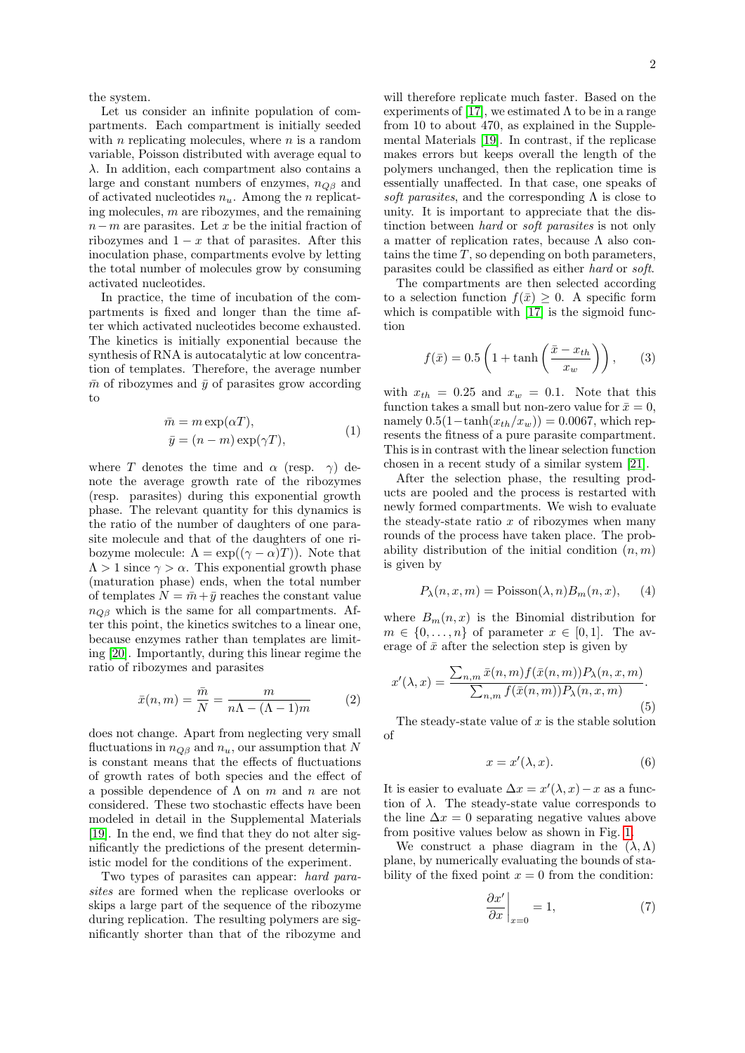the system.

Let us consider an infinite population of compartments. Each compartment is initially seeded with $n$ replicating molecules, where $n$ is a random variable, Poisson distributed with average equal to $\lambda$. In addition, each compartment also contains a large and constant numbers of enzymes, $n_{Q\beta}$ and of activated nucleotides $n_u$. Among the $n$ replicating molecules, $m$ are ribozymes, and the remaining $n-m$ are parasites. Let $x$ be the initial fraction of ribozymes and $1-x$ that of parasites. After this inoculation phase, compartments evolve by letting the total number of molecules grow by consuming activated nucleotides.

In practice, the time of incubation of the compartments is fixed and longer than the time after which activated nucleotides become exhausted. The kinetics is initially exponential because the synthesis of RNA is autocatalytic at low concentration of templates. Therefore, the average number $\bar{m}$ of ribozymes and $\bar{y}$ of parasites grow according to

$$
\begin{aligned}
\bar{m} &= m \exp(\alpha T), \\
\bar{y} &= (n-m) \exp(\gamma T),
\end{aligned}
\tag{1}
$$

where $T$ denotes the time and $\alpha$ (resp. $\gamma$) denote the average growth rate of the ribozymes (resp. parasites) during this exponential growth phase. The relevant quantity for this dynamics is the ratio of the number of daughters of one parasite molecule and that of the daughters of one ribozyme molecule: $\Lambda = \exp((\gamma - \alpha)T)$). Note that $\Lambda > 1$ since $\gamma > \alpha$. This exponential growth phase (maturation phase) ends, when the total number of templates $N = \bar{m} + \bar{y}$ reaches the constant value $n_{Q\beta}$ which is the same for all compartments. After this point, the kinetics switches to a linear one, because enzymes rather than templates are limiting [20]. Importantly, during this linear regime the ratio of ribozymes and parasites

$$
\bar{x}(n,m) = \frac{\bar{m}}{N} = \frac{m}{n\Lambda - (\Lambda - 1)m}
\tag{2}
$$

does not change. Apart from neglecting very small fluctuations in $n_{Q\beta}$ and $n_u$, our assumption that $N$ is constant means that the effects of fluctuations of growth rates of both species and the effect of a possible dependence of $\Lambda$ on $m$ and $n$ are not considered. These two stochastic effects have been modeled in detail in the Supplemental Materials [19]. In the end, we find that they do not alter significantly the predictions of the present deterministic model for the conditions of the experiment.

Two types of parasites can appear: *hard parasites* are formed when the replicase overlooks or skips a large part of the sequence of the ribozyme during replication. The resulting polymers are significantly shorter than that of the ribozyme and will therefore replicate much faster. Based on the experiments of [17], we estimated $\Lambda$ to be in a range from 10 to about 470, as explained in the Supplemental Materials [19]. In contrast, if the replicase makes errors but keeps overall the length of the polymers unchanged, then the replication time is essentially unaffected. In that case, one speaks of *soft parasites*, and the corresponding $\Lambda$ is close to unity. It is important to appreciate that the distinction between *hard* or *soft parasites* is not only a matter of replication rates, because $\Lambda$ also contains the time $T$, so depending on both parameters, parasites could be classified as either *hard* or *soft*.

The compartments are then selected according to a selection function $f(\bar{x}) \geq 0$. A specific form which is compatible with [17] is the sigmoid function

$$
f(\bar{x}) = 0.5 \left( 1 + \tanh\left( \frac{\bar{x} - x_{th}}{x_w} \right) \right),
\tag{3}
$$

with $x_{th} = 0.25$ and $x_w = 0.1$. Note that this function takes a small but non-zero value for $\bar{x} = 0$, namely $0.5(1 - \tanh(x_{th}/x_w)) = 0.0067$, which represents the fitness of a pure parasite compartment. This is in contrast with the linear selection function chosen in a recent study of a similar system [21].

After the selection phase, the resulting products are pooled and the process is restarted with newly formed compartments. We wish to evaluate the steady-state ratio $x$ of ribozymes when many rounds of the process have taken place. The probability distribution of the initial condition $(n, m)$ is given by

$$
P_\lambda(n, x, m) = \text{Poisson}(\lambda, n) B_m(n, x),
\tag{4}
$$

where $B_m(n, x)$ is the Binomial distribution for $m \in \{0, \ldots, n\}$ of parameter $x \in [0, 1]$. The average of $\bar{x}$ after the selection step is given by

$$
x'(\lambda, x) = \frac{\sum_{n,m} \bar{x}(n,m) f(\bar{x}(n,m)) P_\lambda(n,x,m)}{\sum_{n,m} f(\bar{x}(n,m)) P_\lambda(n,x,m)}.
\tag{5}
$$

The steady-state value of $x$ is the stable solution of

$$
x = x'(\lambda, x).
\tag{6}
$$

It is easier to evaluate $\Delta x = x'(\lambda, x) - x$ as a function of $\lambda$. The steady-state value corresponds to the line $\Delta x = 0$ separating negative values above from positive values below as shown in Fig. 1.

We construct a phase diagram in the $(\lambda, \Lambda)$ plane, by numerically evaluating the bounds of stability of the fixed point $x = 0$ from the condition:

$$
\left. \frac{\partial x'}{\partial x} \right|_{x=0} = 1,
\tag{7}
$$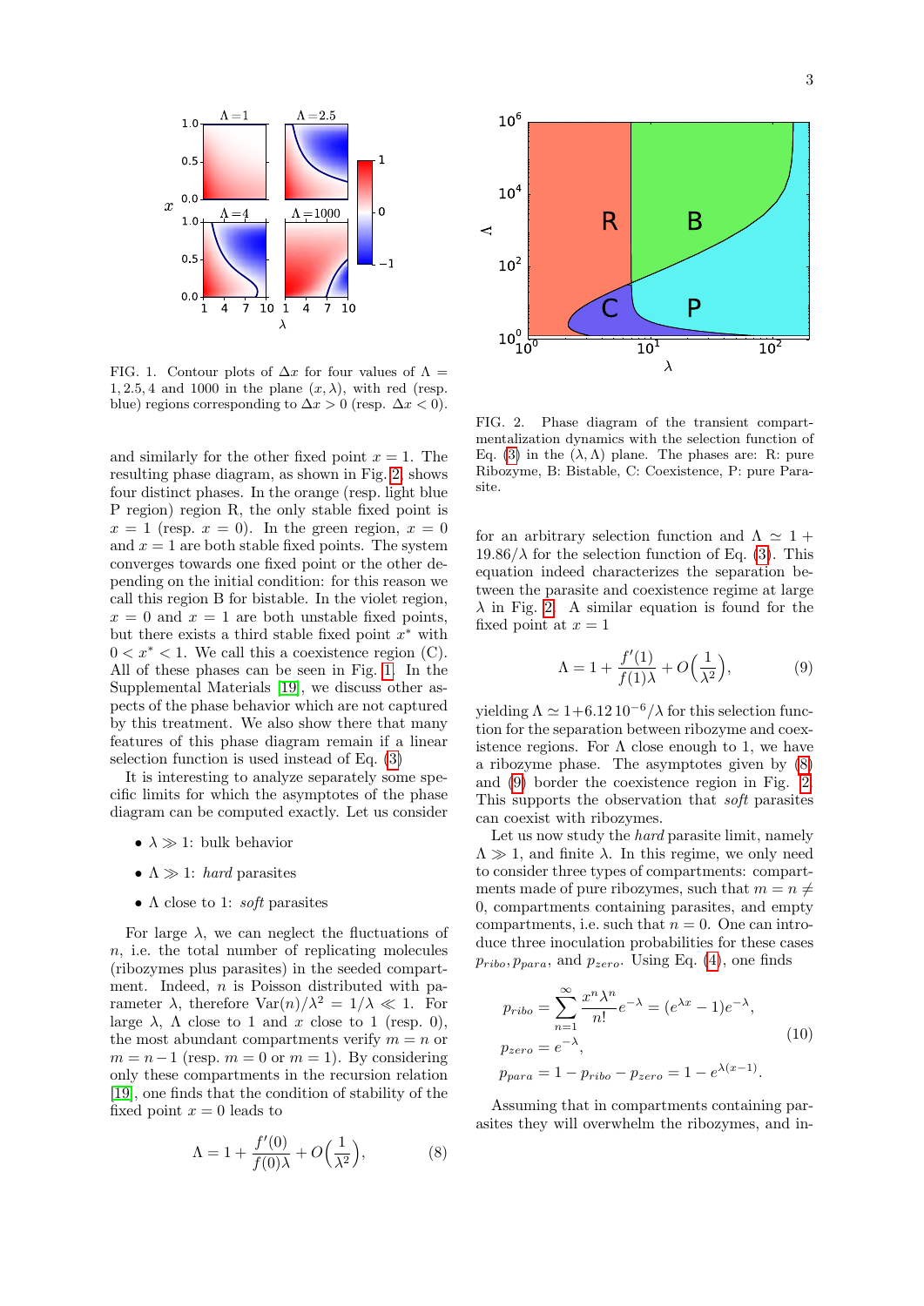FIG. 1. Contour plots of $\Delta x$ for four values of $\Lambda = 1, 2.5, 4$ and $1000$ in the plane $(x, \lambda)$, with red (resp. blue) regions corresponding to $\Delta x > 0$ (resp. $\Delta x < 0$).

and similarly for the other fixed point $x = 1$. The resulting phase diagram, as shown in Fig. 2, shows four distinct phases. In the orange (resp. light blue P region) region R, the only stable fixed point is $x = 1$ (resp. $x = 0$). In the green region, $x = 0$ and $x = 1$ are both stable fixed points. The system converges towards one fixed point or the other depending on the initial condition: for this reason we call this region B for bistable. In the violet region, $x = 0$ and $x = 1$ are both unstable fixed points, but there exists a third stable fixed point $x^*$ with $0 < x^* < 1$. We call this a coexistence region (C). All of these phases can be seen in Fig. 1. In the Supplemental Materials [19], we discuss other aspects of the phase behavior which are not captured by this treatment. We also show there that many features of this phase diagram remain if a linear selection function is used instead of Eq. (3)

It is interesting to analyze separately some specific limits for which the asymptotes of the phase diagram can be computed exactly. Let us consider

- $\lambda \gg 1$: bulk behavior
- $\Lambda \gg 1$: *hard* parasites
- $\Lambda$ close to 1: *soft* parasites

For large $\lambda$, we can neglect the fluctuations of $n$, i.e. the total number of replicating molecules (ribozymes plus parasites) in the seeded compartment. Indeed, $n$ is Poisson distributed with parameter $\lambda$, therefore $\mathrm{Var}(n)/\lambda^2 = 1/\lambda \ll 1$. For large $\lambda$, $\Lambda$ close to 1 and $x$ close to 1 (resp. 0), the most abundant compartments verify $m = n$ or $m = n-1$ (resp. $m = 0$ or $m = 1$). By considering only these compartments in the recursion relation [19], one finds that the condition of stability of the fixed point $x = 0$ leads to

$$\Lambda = 1 + \frac{f'(0)}{f(0)\lambda} + O\Big(\frac{1}{\lambda^2}\Big), \tag{8}$$

FIG. 2. Phase diagram of the transient compartmentalization dynamics with the selection function of Eq. (3) in the $(\lambda, \Lambda)$ plane. The phases are: R: pure Ribozyme, B: Bistable, C: Coexistence, P: pure Parasite.

for an arbitrary selection function and $\Lambda \simeq 1 + 19.86/\lambda$ for the selection function of Eq. (3). This equation indeed characterizes the separation between the parasite and coexistence regime at large $\lambda$ in Fig. 2. A similar equation is found for the fixed point at $x = 1$

$$\Lambda = 1 + \frac{f'(1)}{f(1)\lambda} + O\Big(\frac{1}{\lambda^2}\Big), \tag{9}$$

yielding $\Lambda \simeq 1 + 6.12\,10^{-6}/\lambda$ for this selection function for the separation between ribozyme and coexistence regions. For $\Lambda$ close enough to 1, we have a ribozyme phase. The asymptotes given by (8) and (9) border the coexistence region in Fig. 2. This supports the observation that *soft* parasites can coexist with ribozymes.

Let us now study the *hard* parasite limit, namely $\Lambda \gg 1$, and finite $\lambda$. In this regime, we only need to consider three types of compartments: compartments made of pure ribozymes, such that $m = n \neq 0$, compartments containing parasites, and empty compartments, i.e. such that $n = 0$. One can introduce three inoculation probabilities for these cases $p_{ribo}, p_{para}$, and $p_{zero}$. Using Eq. (4), one finds

$$\begin{aligned}
p_{ribo} &= \sum_{n=1}^{\infty} \frac{x^n \lambda^n}{n!} e^{-\lambda} = (e^{\lambda x} - 1)e^{-\lambda}, \\
p_{zero} &= e^{-\lambda}, \\
p_{para} &= 1 - p_{ribo} - p_{zero} = 1 - e^{\lambda(x-1)}.
\end{aligned} \tag{10}$$

Assuming that in compartments containing parasites they will overwhelm the ribozymes, and in-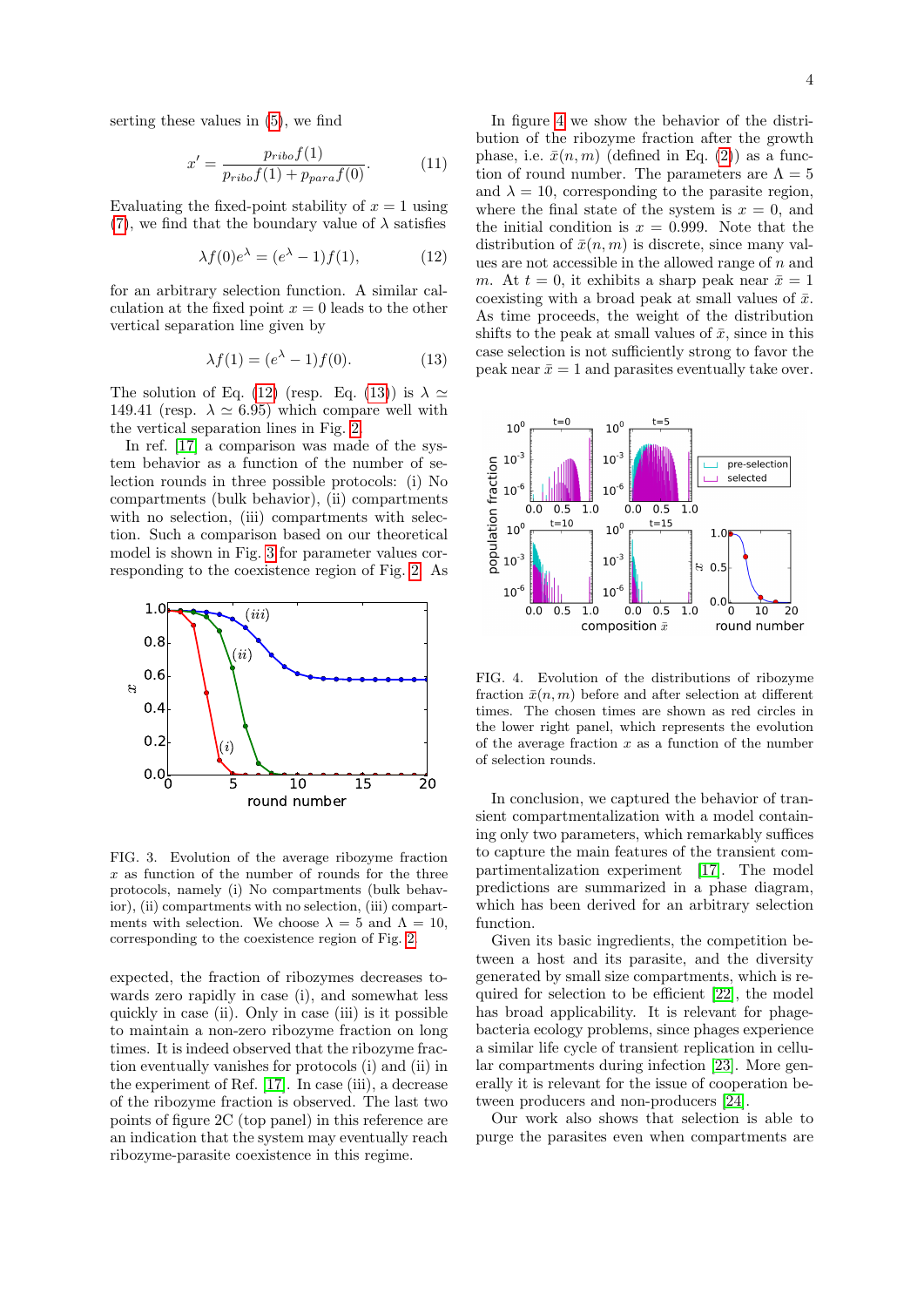serting these values in (5), we find

$$x' = \frac{p_{ribo} f(1)}{p_{ribo} f(1) + p_{para} f(0)}. \tag{11}$$

Evaluating the fixed-point stability of $x = 1$ using (7), we find that the boundary value of $\lambda$ satisfies

$$\lambda f(0) e^{\lambda} = (e^{\lambda} - 1) f(1), \tag{12}$$

for an arbitrary selection function. A similar calculation at the fixed point $x = 0$ leads to the other vertical separation line given by

$$\lambda f(1) = (e^{\lambda} - 1) f(0). \tag{13}$$

The solution of Eq. (12) (resp. Eq. (13)) is $\lambda \simeq 149.41$ (resp. $\lambda \simeq 6.95$) which compare well with the vertical separation lines in Fig. 2.

In ref. [17] a comparison was made of the system behavior as a function of the number of selection rounds in three possible protocols: (i) No compartments (bulk behavior), (ii) compartments with no selection, (iii) compartments with selection. Such a comparison based on our theoretical model is shown in Fig. 3 for parameter values corresponding to the coexistence region of Fig. 2. As expected, the fraction of ribozymes decreases towards zero rapidly in case (i), and somewhat less quickly in case (ii). Only in case (iii) is it possible to maintain a non-zero ribozyme fraction on long times. It is indeed observed that the ribozyme fraction eventually vanishes for protocols (i) and (ii) in the experiment of Ref. [17]. In case (iii), a decrease of the ribozyme fraction is observed. The last two points of figure 2C (top panel) in this reference are an indication that the system may eventually reach ribozyme-parasite coexistence in this regime.

FIG. 3. Evolution of the average ribozyme fraction $x$ as function of the number of rounds for the three protocols, namely (i) No compartments (bulk behavior), (ii) compartments with no selection, (iii) compartments with selection. We choose $\lambda = 5$ and $\Lambda = 10$, corresponding to the coexistence region of Fig. 2.

In figure 4 we show the behavior of the distribution of the ribozyme fraction after the growth phase, i.e. $\bar{x}(n, m)$ (defined in Eq. (2)) as a function of round number. The parameters are $\Lambda = 5$ and $\lambda = 10$, corresponding to the parasite region, where the final state of the system is $x = 0$, and the initial condition is $x = 0.999$. Note that the distribution of $\bar{x}(n, m)$ is discrete, since many values are not accessible in the allowed range of $n$ and $m$. At $t = 0$, it exhibits a sharp peak near $\bar{x} = 1$ coexisting with a broad peak at small values of $\bar{x}$. As time proceeds, the weight of the distribution shifts to the peak at small values of $\bar{x}$, since in this case selection is not sufficiently strong to favor the peak near $\bar{x} = 1$ and parasites eventually take over.

FIG. 4. Evolution of the distributions of ribozyme fraction $\bar{x}(n, m)$ before and after selection at different times. The chosen times are shown as red circles in the lower right panel, which represents the evolution of the average fraction $x$ as a function of the number of selection rounds.

In conclusion, we captured the behavior of transient compartmentalization with a model containing only two parameters, which remarkably suffices to capture the main features of the transient compartmentalization experiment [17]. The model predictions are summarized in a phase diagram, which has been derived for an arbitrary selection function.

Given its basic ingredients, the competition between a host and its parasite, and the diversity generated by small size compartments, which is required for selection to be efficient [22], the model has broad applicability. It is relevant for phage-bacteria ecology problems, since phages experience a similar life cycle of transient replication in cellular compartments during infection [23]. More generally it is relevant for the issue of cooperation between producers and non-producers [24].

Our work also shows that selection is able to purge the parasites even when compartments are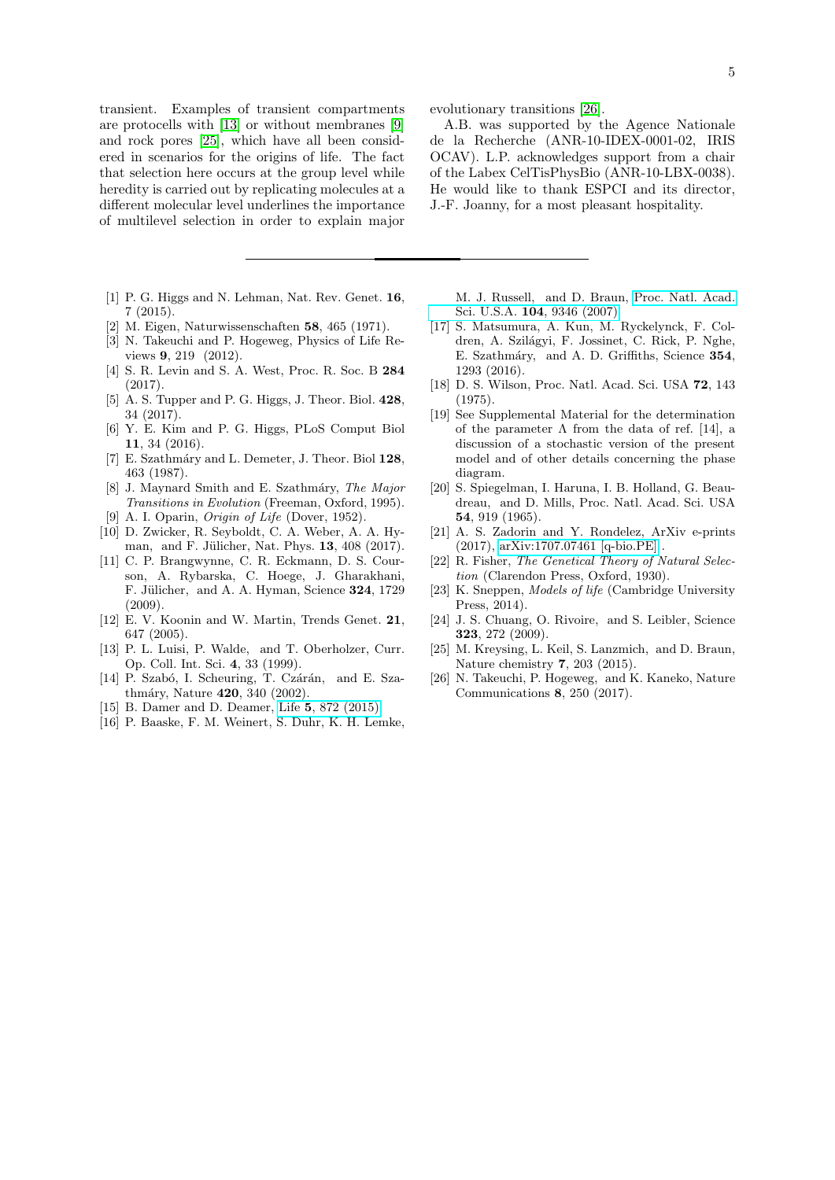transient. Examples of transient compartments are protocells with [13] or without membranes [9] and rock pores [25], which have all been considered in scenarios for the origins of life. The fact that selection here occurs at the group level while heredity is carried out by replicating molecules at a different molecular level underlines the importance of multilevel selection in order to explain major evolutionary transitions [26].

A.B. was supported by the Agence Nationale de la Recherche (ANR-10-IDEX-0001-02, IRIS OCAV). L.P. acknowledges support from a chair of the Labex CelTisPhysBio (ANR-10-LBX-0038). He would like to thank ESPCI and its director, J.-F. Joanny, for a most pleasant hospitality.

---

[1] P. G. Higgs and N. Lehman, Nat. Rev. Genet. **16**, 7 (2015).

[2] M. Eigen, Naturwissenschaften **58**, 465 (1971).

[3] N. Takeuchi and P. Hogeweg, Physics of Life Reviews **9**, 219 (2012).

[4] S. R. Levin and S. A. West, Proc. R. Soc. B **284** (2017).

[5] A. S. Tupper and P. G. Higgs, J. Theor. Biol. **428**, 34 (2017).

[6] Y. E. Kim and P. G. Higgs, PLoS Comput Biol **11**, 34 (2016).

[7] E. Szathmáry and L. Demeter, J. Theor. Biol **128**, 463 (1987).

[8] J. Maynard Smith and E. Szathmáry, *The Major Transitions in Evolution* (Freeman, Oxford, 1995).

[9] A. I. Oparin, *Origin of Life* (Dover, 1952).

[10] D. Zwicker, R. Seyboldt, C. A. Weber, A. A. Hyman, and F. Jülicher, Nat. Phys. **13**, 408 (2017).

[11] C. P. Brangwynne, C. R. Eckmann, D. S. Courson, A. Rybarska, C. Hoege, J. Gharakhani, F. Jülicher, and A. A. Hyman, Science **324**, 1729 (2009).

[12] E. V. Koonin and W. Martin, Trends Genet. **21**, 647 (2005).

[13] P. L. Luisi, P. Walde, and T. Oberholzer, Curr. Op. Coll. Int. Sci. **4**, 33 (1999).

[14] P. Szabó, I. Scheuring, T. Czárán, and E. Szathmáry, Nature **420**, 340 (2002).

[15] B. Damer and D. Deamer, Life **5**, 872 (2015).

[16] P. Baaske, F. M. Weinert, S. Duhr, K. H. Lemke, M. J. Russell, and D. Braun, Proc. Natl. Acad. Sci. U.S.A. **104**, 9346 (2007).

[17] S. Matsumura, A. Kun, M. Ryckelynck, F. Coldren, A. Szilágyi, F. Jossinet, C. Rick, P. Nghe, E. Szathmáry, and A. D. Griffiths, Science **354**, 1293 (2016).

[18] D. S. Wilson, Proc. Natl. Acad. Sci. USA **72**, 143 (1975).

[19] See Supplemental Material for the determination of the parameter $\Lambda$ from the data of ref. [14], a discussion of a stochastic version of the present model and of other details concerning the phase diagram.

[20] S. Spiegelman, I. Haruna, I. B. Holland, G. Beaudreau, and D. Mills, Proc. Natl. Acad. Sci. USA **54**, 919 (1965).

[21] A. S. Zadorin and Y. Rondelez, ArXiv e-prints (2017), arXiv:1707.07461 [q-bio.PE].

[22] R. Fisher, *The Genetical Theory of Natural Selection* (Clarendon Press, Oxford, 1930).

[23] K. Sneppen, *Models of life* (Cambridge University Press, 2014).

[24] J. S. Chuang, O. Rivoire, and S. Leibler, Science **323**, 272 (2009).

[25] M. Kreysing, L. Keil, S. Lanzmich, and D. Braun, Nature chemistry **7**, 203 (2015).

[26] N. Takeuchi, P. Hogeweg, and K. Kaneko, Nature Communications **8**, 250 (2017).